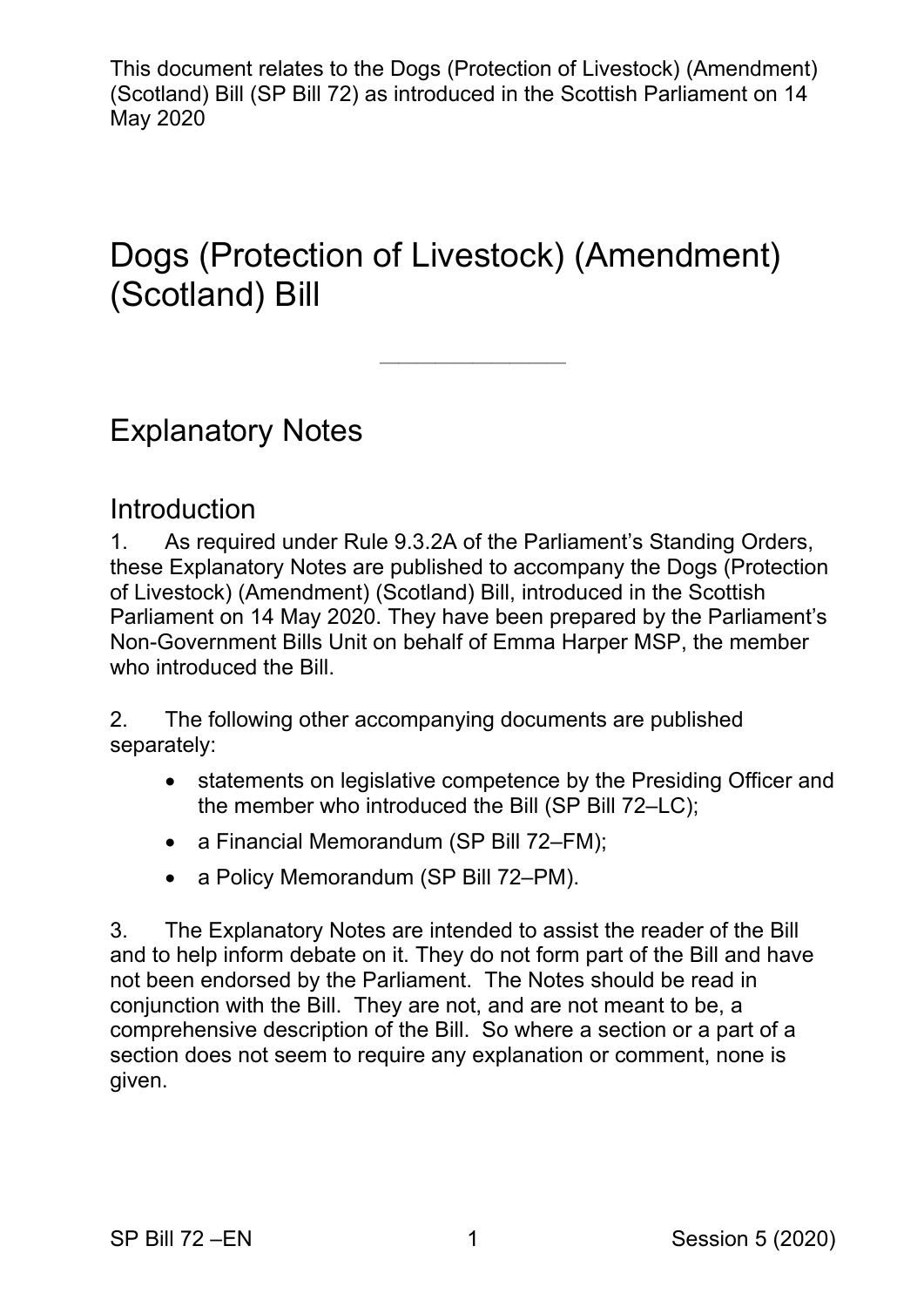This document relates to the Dogs (Protection of Livestock) (Amendment) (Scotland) Bill (SP Bill 72) as introduced in the Scottish Parliament on 14 May 2020

# Dogs (Protection of Livestock) (Amendment) (Scotland) Bill

---

## Explanatory Notes

### Introduction

1. As required under Rule 9.3.2A of the Parliament's Standing Orders, these Explanatory Notes are published to accompany the Dogs (Protection of Livestock) (Amendment) (Scotland) Bill, introduced in the Scottish Parliament on 14 May 2020. They have been prepared by the Parliament's Non-Government Bills Unit on behalf of Emma Harper MSP, the member who introduced the Bill.

2. The following other accompanying documents are published separately:

- statements on legislative competence by the Presiding Officer and the member who introduced the Bill (SP Bill 72–LC);
- a Financial Memorandum (SP Bill 72–FM);
- a Policy Memorandum (SP Bill 72–PM).

3. The Explanatory Notes are intended to assist the reader of the Bill and to help inform debate on it. They do not form part of the Bill and have not been endorsed by the Parliament. The Notes should be read in conjunction with the Bill. They are not, and are not meant to be, a comprehensive description of the Bill. So where a section or a part of a section does not seem to require any explanation or comment, none is given.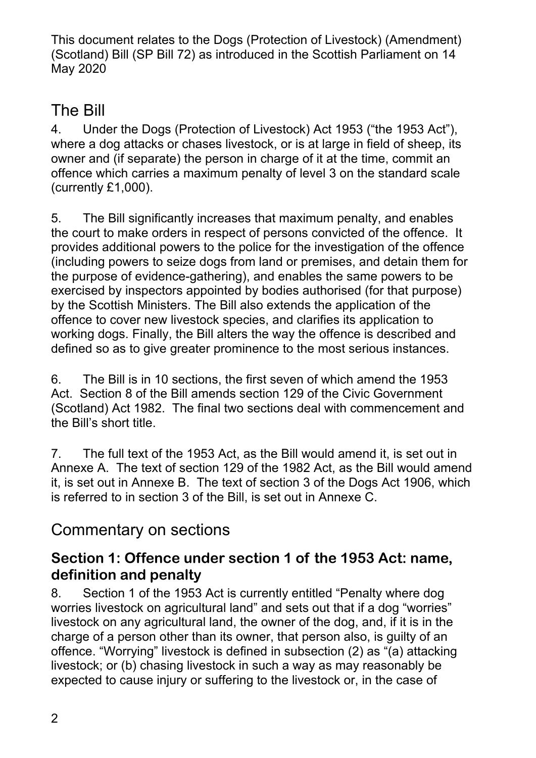## The Bill

4. Under the Dogs (Protection of Livestock) Act 1953 ("the 1953 Act"), where a dog attacks or chases livestock, or is at large in field of sheep, its owner and (if separate) the person in charge of it at the time, commit an offence which carries a maximum penalty of level 3 on the standard scale (currently £1,000).

5. The Bill significantly increases that maximum penalty, and enables the court to make orders in respect of persons convicted of the offence. It provides additional powers to the police for the investigation of the offence (including powers to seize dogs from land or premises, and detain them for the purpose of evidence-gathering), and enables the same powers to be exercised by inspectors appointed by bodies authorised (for that purpose) by the Scottish Ministers. The Bill also extends the application of the offence to cover new livestock species, and clarifies its application to working dogs. Finally, the Bill alters the way the offence is described and defined so as to give greater prominence to the most serious instances.

6. The Bill is in 10 sections, the first seven of which amend the 1953 Act. Section 8 of the Bill amends section 129 of the Civic Government (Scotland) Act 1982. The final two sections deal with commencement and the Bill's short title.

7. The full text of the 1953 Act, as the Bill would amend it, is set out in Annexe A. The text of section 129 of the 1982 Act, as the Bill would amend it, is set out in Annexe B. The text of section 3 of the Dogs Act 1906, which is referred to in section 3 of the Bill, is set out in Annexe C.

## Commentary on sections

### Section 1: Offence under section 1 of the 1953 Act: name, definition and penalty

8. Section 1 of the 1953 Act is currently entitled "Penalty where dog worries livestock on agricultural land" and sets out that if a dog "worries" livestock on any agricultural land, the owner of the dog, and, if it is in the charge of a person other than its owner, that person also, is guilty of an offence. "Worrying" livestock is defined in subsection (2) as "(a) attacking livestock; or (b) chasing livestock in such a way as may reasonably be expected to cause injury or suffering to the livestock or, in the case of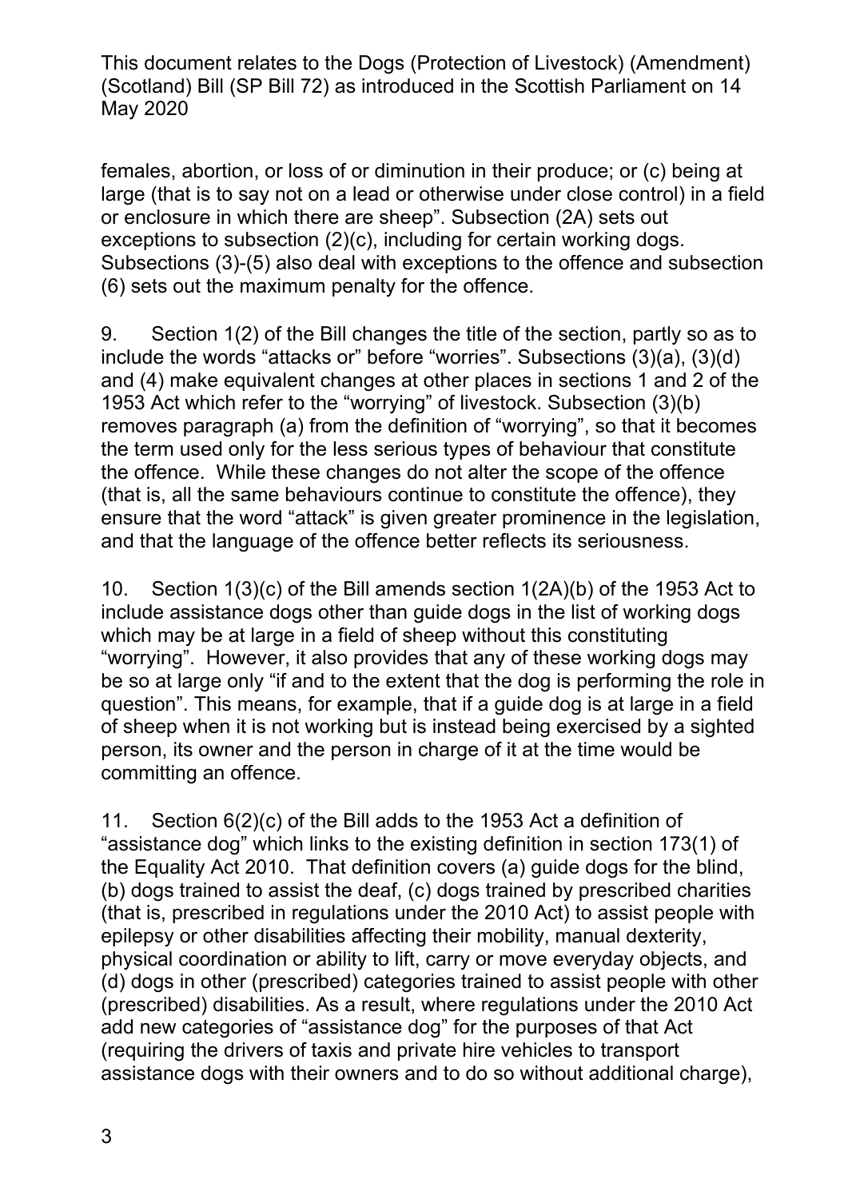females, abortion, or loss of or diminution in their produce; or (c) being at large (that is to say not on a lead or otherwise under close control) in a field or enclosure in which there are sheep". Subsection (2A) sets out exceptions to subsection (2)(c), including for certain working dogs. Subsections (3)-(5) also deal with exceptions to the offence and subsection (6) sets out the maximum penalty for the offence.

9. Section 1(2) of the Bill changes the title of the section, partly so as to include the words "attacks or" before "worries". Subsections (3)(a), (3)(d) and (4) make equivalent changes at other places in sections 1 and 2 of the 1953 Act which refer to the "worrying" of livestock. Subsection (3)(b) removes paragraph (a) from the definition of "worrying", so that it becomes the term used only for the less serious types of behaviour that constitute the offence. While these changes do not alter the scope of the offence (that is, all the same behaviours continue to constitute the offence), they ensure that the word "attack" is given greater prominence in the legislation, and that the language of the offence better reflects its seriousness.

10. Section 1(3)(c) of the Bill amends section 1(2A)(b) of the 1953 Act to include assistance dogs other than guide dogs in the list of working dogs which may be at large in a field of sheep without this constituting "worrying". However, it also provides that any of these working dogs may be so at large only "if and to the extent that the dog is performing the role in question". This means, for example, that if a guide dog is at large in a field of sheep when it is not working but is instead being exercised by a sighted person, its owner and the person in charge of it at the time would be committing an offence.

11. Section 6(2)(c) of the Bill adds to the 1953 Act a definition of "assistance dog" which links to the existing definition in section 173(1) of the Equality Act 2010. That definition covers (a) guide dogs for the blind, (b) dogs trained to assist the deaf, (c) dogs trained by prescribed charities (that is, prescribed in regulations under the 2010 Act) to assist people with epilepsy or other disabilities affecting their mobility, manual dexterity, physical coordination or ability to lift, carry or move everyday objects, and (d) dogs in other (prescribed) categories trained to assist people with other (prescribed) disabilities. As a result, where regulations under the 2010 Act add new categories of "assistance dog" for the purposes of that Act (requiring the drivers of taxis and private hire vehicles to transport assistance dogs with their owners and to do so without additional charge),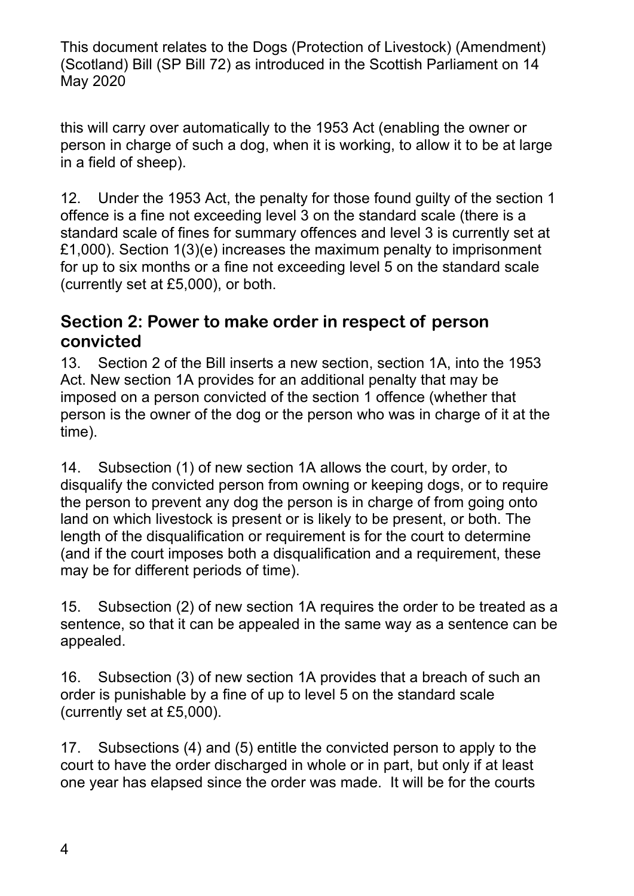this will carry over automatically to the 1953 Act (enabling the owner or person in charge of such a dog, when it is working, to allow it to be at large in a field of sheep).

12. Under the 1953 Act, the penalty for those found guilty of the section 1 offence is a fine not exceeding level 3 on the standard scale (there is a standard scale of fines for summary offences and level 3 is currently set at £1,000). Section 1(3)(e) increases the maximum penalty to imprisonment for up to six months or a fine not exceeding level 5 on the standard scale (currently set at £5,000), or both.

## Section 2: Power to make order in respect of person convicted

13. Section 2 of the Bill inserts a new section, section 1A, into the 1953 Act. New section 1A provides for an additional penalty that may be imposed on a person convicted of the section 1 offence (whether that person is the owner of the dog or the person who was in charge of it at the time).

14. Subsection (1) of new section 1A allows the court, by order, to disqualify the convicted person from owning or keeping dogs, or to require the person to prevent any dog the person is in charge of from going onto land on which livestock is present or is likely to be present, or both. The length of the disqualification or requirement is for the court to determine (and if the court imposes both a disqualification and a requirement, these may be for different periods of time).

15. Subsection (2) of new section 1A requires the order to be treated as a sentence, so that it can be appealed in the same way as a sentence can be appealed.

16. Subsection (3) of new section 1A provides that a breach of such an order is punishable by a fine of up to level 5 on the standard scale (currently set at £5,000).

17. Subsections (4) and (5) entitle the convicted person to apply to the court to have the order discharged in whole or in part, but only if at least one year has elapsed since the order was made. It will be for the courts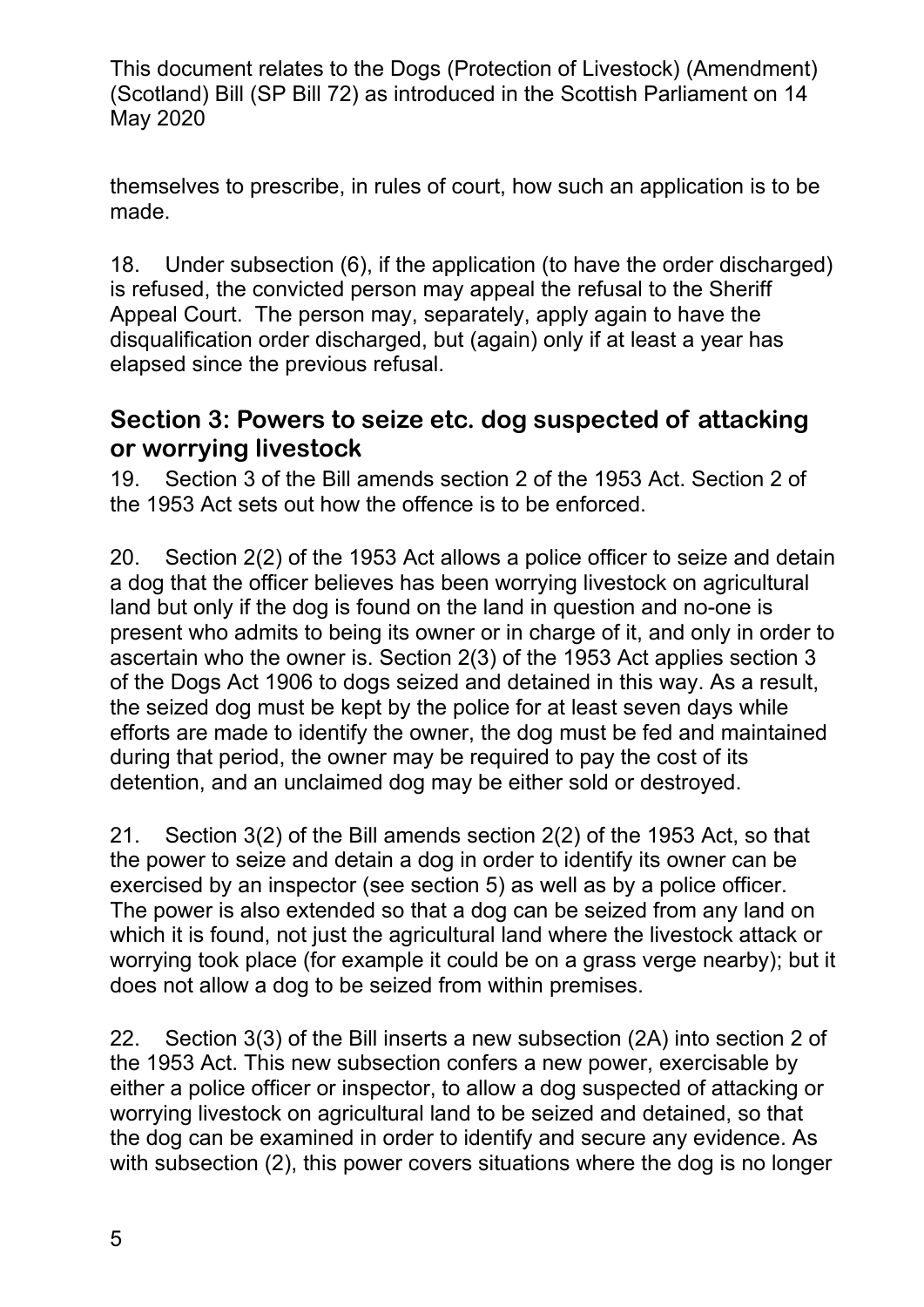themselves to prescribe, in rules of court, how such an application is to be made.

18. Under subsection (6), if the application (to have the order discharged) is refused, the convicted person may appeal the refusal to the Sheriff Appeal Court. The person may, separately, apply again to have the disqualification order discharged, but (again) only if at least a year has elapsed since the previous refusal.

## Section 3: Powers to seize etc. dog suspected of attacking or worrying livestock

19. Section 3 of the Bill amends section 2 of the 1953 Act. Section 2 of the 1953 Act sets out how the offence is to be enforced.

20. Section 2(2) of the 1953 Act allows a police officer to seize and detain a dog that the officer believes has been worrying livestock on agricultural land but only if the dog is found on the land in question and no-one is present who admits to being its owner or in charge of it, and only in order to ascertain who the owner is. Section 2(3) of the 1953 Act applies section 3 of the Dogs Act 1906 to dogs seized and detained in this way. As a result, the seized dog must be kept by the police for at least seven days while efforts are made to identify the owner, the dog must be fed and maintained during that period, the owner may be required to pay the cost of its detention, and an unclaimed dog may be either sold or destroyed.

21. Section 3(2) of the Bill amends section 2(2) of the 1953 Act, so that the power to seize and detain a dog in order to identify its owner can be exercised by an inspector (see section 5) as well as by a police officer. The power is also extended so that a dog can be seized from any land on which it is found, not just the agricultural land where the livestock attack or worrying took place (for example it could be on a grass verge nearby); but it does not allow a dog to be seized from within premises.

22. Section 3(3) of the Bill inserts a new subsection (2A) into section 2 of the 1953 Act. This new subsection confers a new power, exercisable by either a police officer or inspector, to allow a dog suspected of attacking or worrying livestock on agricultural land to be seized and detained, so that the dog can be examined in order to identify and secure any evidence. As with subsection (2), this power covers situations where the dog is no longer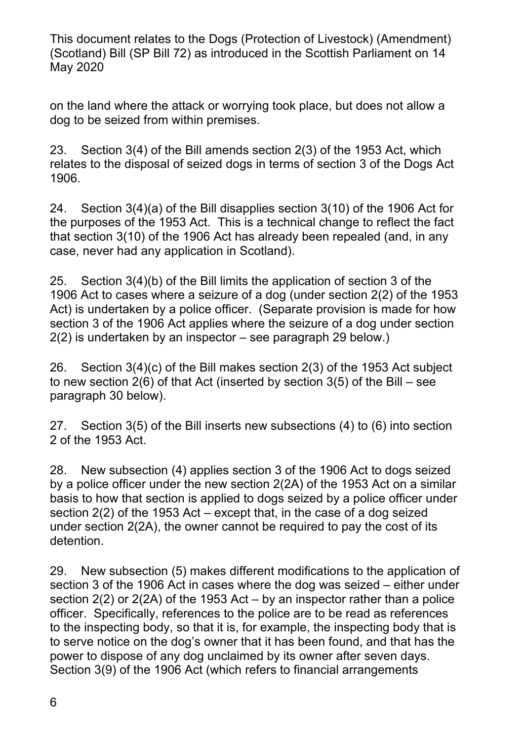on the land where the attack or worrying took place, but does not allow a dog to be seized from within premises.

23. Section 3(4) of the Bill amends section 2(3) of the 1953 Act, which relates to the disposal of seized dogs in terms of section 3 of the Dogs Act 1906.

24. Section 3(4)(a) of the Bill disapplies section 3(10) of the 1906 Act for the purposes of the 1953 Act. This is a technical change to reflect the fact that section 3(10) of the 1906 Act has already been repealed (and, in any case, never had any application in Scotland).

25. Section 3(4)(b) of the Bill limits the application of section 3 of the 1906 Act to cases where a seizure of a dog (under section 2(2) of the 1953 Act) is undertaken by a police officer. (Separate provision is made for how section 3 of the 1906 Act applies where the seizure of a dog under section 2(2) is undertaken by an inspector – see paragraph 29 below.)

26. Section 3(4)(c) of the Bill makes section 2(3) of the 1953 Act subject to new section 2(6) of that Act (inserted by section 3(5) of the Bill – see paragraph 30 below).

27. Section 3(5) of the Bill inserts new subsections (4) to (6) into section 2 of the 1953 Act.

28. New subsection (4) applies section 3 of the 1906 Act to dogs seized by a police officer under the new section 2(2A) of the 1953 Act on a similar basis to how that section is applied to dogs seized by a police officer under section 2(2) of the 1953 Act – except that, in the case of a dog seized under section 2(2A), the owner cannot be required to pay the cost of its detention.

29. New subsection (5) makes different modifications to the application of section 3 of the 1906 Act in cases where the dog was seized – either under section 2(2) or 2(2A) of the 1953 Act – by an inspector rather than a police officer. Specifically, references to the police are to be read as references to the inspecting body, so that it is, for example, the inspecting body that is to serve notice on the dog's owner that it has been found, and that has the power to dispose of any dog unclaimed by its owner after seven days. Section 3(9) of the 1906 Act (which refers to financial arrangements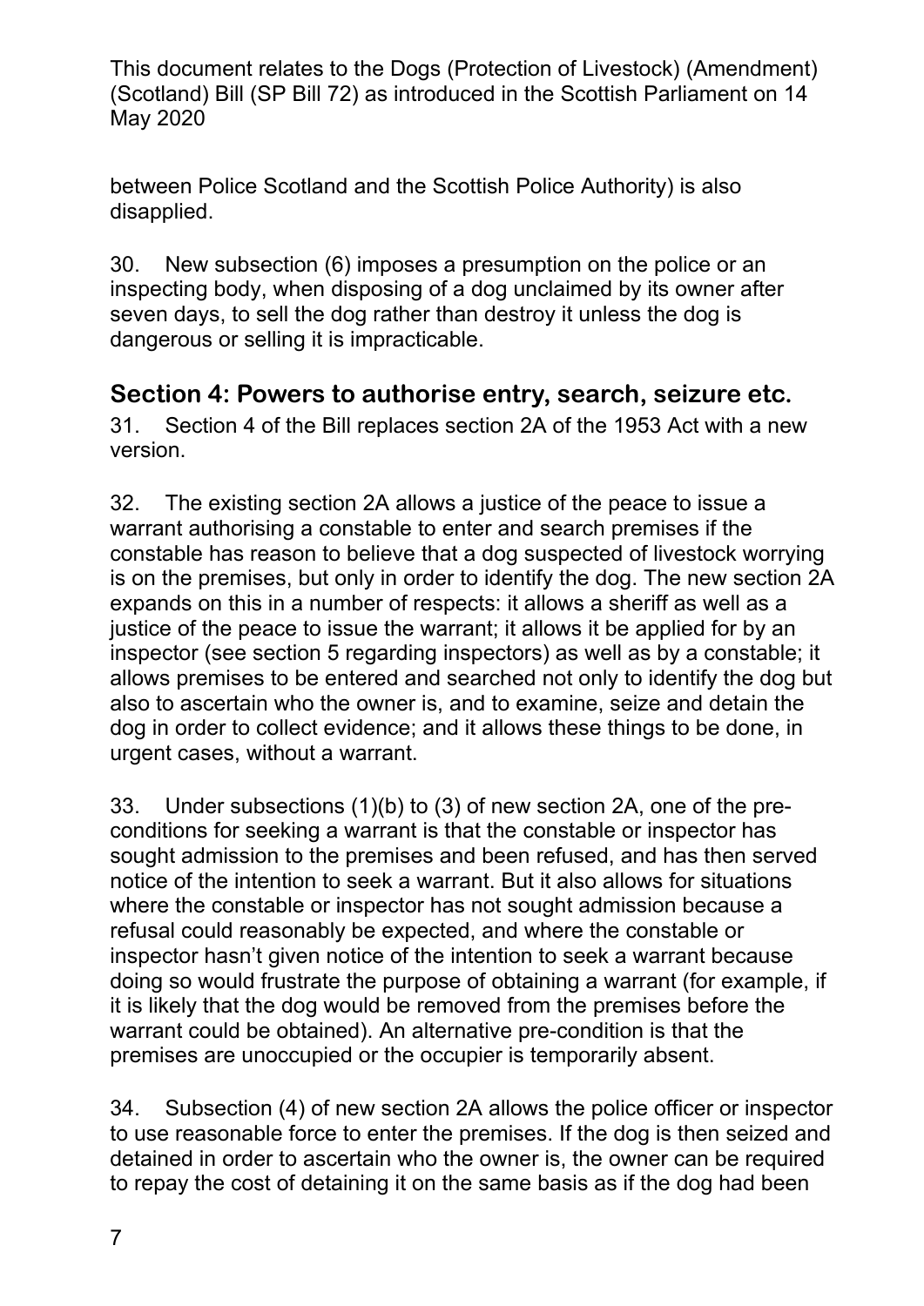between Police Scotland and the Scottish Police Authority) is also disapplied.

30. New subsection (6) imposes a presumption on the police or an inspecting body, when disposing of a dog unclaimed by its owner after seven days, to sell the dog rather than destroy it unless the dog is dangerous or selling it is impracticable.

## Section 4: Powers to authorise entry, search, seizure etc.

31. Section 4 of the Bill replaces section 2A of the 1953 Act with a new version.

32. The existing section 2A allows a justice of the peace to issue a warrant authorising a constable to enter and search premises if the constable has reason to believe that a dog suspected of livestock worrying is on the premises, but only in order to identify the dog. The new section 2A expands on this in a number of respects: it allows a sheriff as well as a justice of the peace to issue the warrant; it allows it be applied for by an inspector (see section 5 regarding inspectors) as well as by a constable; it allows premises to be entered and searched not only to identify the dog but also to ascertain who the owner is, and to examine, seize and detain the dog in order to collect evidence; and it allows these things to be done, in urgent cases, without a warrant.

33. Under subsections (1)(b) to (3) of new section 2A, one of the pre-conditions for seeking a warrant is that the constable or inspector has sought admission to the premises and been refused, and has then served notice of the intention to seek a warrant. But it also allows for situations where the constable or inspector has not sought admission because a refusal could reasonably be expected, and where the constable or inspector hasn't given notice of the intention to seek a warrant because doing so would frustrate the purpose of obtaining a warrant (for example, if it is likely that the dog would be removed from the premises before the warrant could be obtained). An alternative pre-condition is that the premises are unoccupied or the occupier is temporarily absent.

34. Subsection (4) of new section 2A allows the police officer or inspector to use reasonable force to enter the premises. If the dog is then seized and detained in order to ascertain who the owner is, the owner can be required to repay the cost of detaining it on the same basis as if the dog had been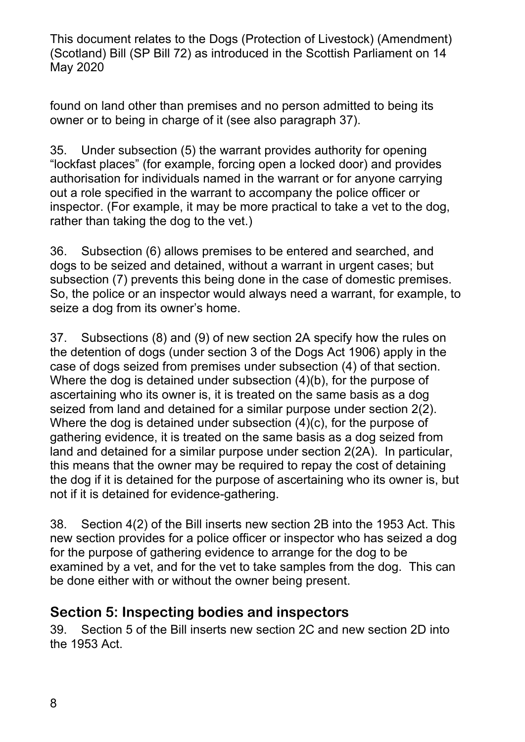found on land other than premises and no person admitted to being its owner or to being in charge of it (see also paragraph 37).

35. Under subsection (5) the warrant provides authority for opening "lockfast places" (for example, forcing open a locked door) and provides authorisation for individuals named in the warrant or for anyone carrying out a role specified in the warrant to accompany the police officer or inspector. (For example, it may be more practical to take a vet to the dog, rather than taking the dog to the vet.)

36. Subsection (6) allows premises to be entered and searched, and dogs to be seized and detained, without a warrant in urgent cases; but subsection (7) prevents this being done in the case of domestic premises. So, the police or an inspector would always need a warrant, for example, to seize a dog from its owner's home.

37. Subsections (8) and (9) of new section 2A specify how the rules on the detention of dogs (under section 3 of the Dogs Act 1906) apply in the case of dogs seized from premises under subsection (4) of that section. Where the dog is detained under subsection (4)(b), for the purpose of ascertaining who its owner is, it is treated on the same basis as a dog seized from land and detained for a similar purpose under section 2(2). Where the dog is detained under subsection (4)(c), for the purpose of gathering evidence, it is treated on the same basis as a dog seized from land and detained for a similar purpose under section 2(2A). In particular, this means that the owner may be required to repay the cost of detaining the dog if it is detained for the purpose of ascertaining who its owner is, but not if it is detained for evidence-gathering.

38. Section 4(2) of the Bill inserts new section 2B into the 1953 Act. This new section provides for a police officer or inspector who has seized a dog for the purpose of gathering evidence to arrange for the dog to be examined by a vet, and for the vet to take samples from the dog. This can be done either with or without the owner being present.

## Section 5: Inspecting bodies and inspectors

39. Section 5 of the Bill inserts new section 2C and new section 2D into the 1953 Act.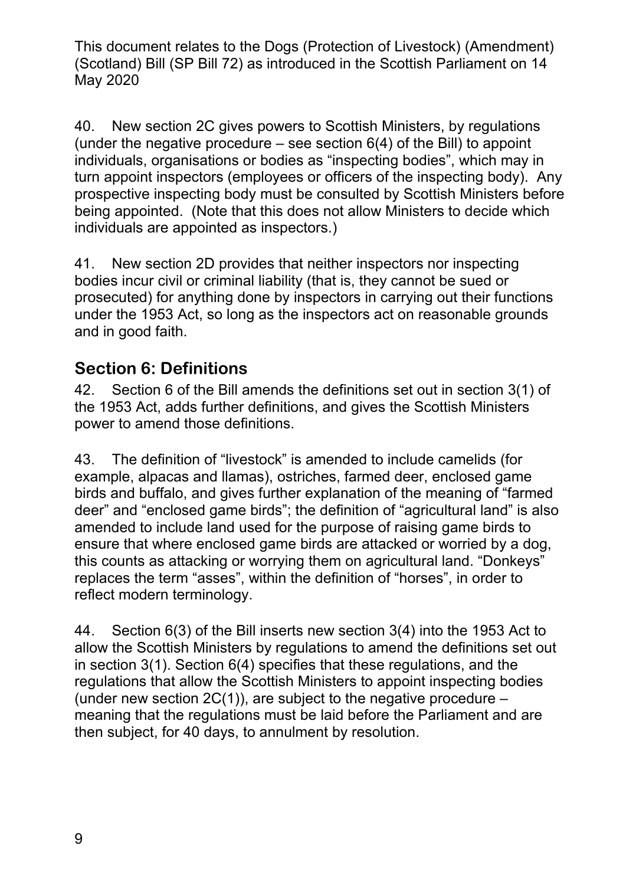40. New section 2C gives powers to Scottish Ministers, by regulations (under the negative procedure – see section 6(4) of the Bill) to appoint individuals, organisations or bodies as "inspecting bodies", which may in turn appoint inspectors (employees or officers of the inspecting body). Any prospective inspecting body must be consulted by Scottish Ministers before being appointed. (Note that this does not allow Ministers to decide which individuals are appointed as inspectors.)

41. New section 2D provides that neither inspectors nor inspecting bodies incur civil or criminal liability (that is, they cannot be sued or prosecuted) for anything done by inspectors in carrying out their functions under the 1953 Act, so long as the inspectors act on reasonable grounds and in good faith.

## Section 6: Definitions

42. Section 6 of the Bill amends the definitions set out in section 3(1) of the 1953 Act, adds further definitions, and gives the Scottish Ministers power to amend those definitions.

43. The definition of "livestock" is amended to include camelids (for example, alpacas and llamas), ostriches, farmed deer, enclosed game birds and buffalo, and gives further explanation of the meaning of "farmed deer" and "enclosed game birds"; the definition of "agricultural land" is also amended to include land used for the purpose of raising game birds to ensure that where enclosed game birds are attacked or worried by a dog, this counts as attacking or worrying them on agricultural land. "Donkeys" replaces the term "asses", within the definition of "horses", in order to reflect modern terminology.

44. Section 6(3) of the Bill inserts new section 3(4) into the 1953 Act to allow the Scottish Ministers by regulations to amend the definitions set out in section 3(1). Section 6(4) specifies that these regulations, and the regulations that allow the Scottish Ministers to appoint inspecting bodies (under new section 2C(1)), are subject to the negative procedure – meaning that the regulations must be laid before the Parliament and are then subject, for 40 days, to annulment by resolution.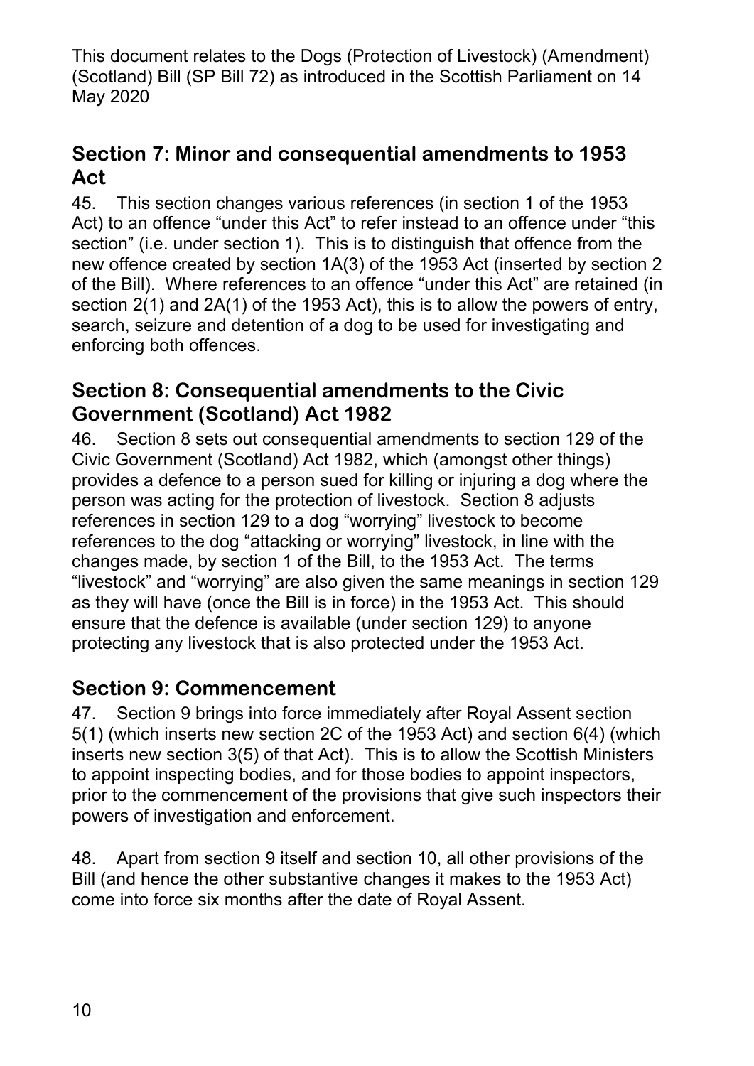## Section 7: Minor and consequential amendments to 1953 Act

45. This section changes various references (in section 1 of the 1953 Act) to an offence "under this Act" to refer instead to an offence under "this section" (i.e. under section 1). This is to distinguish that offence from the new offence created by section 1A(3) of the 1953 Act (inserted by section 2 of the Bill). Where references to an offence "under this Act" are retained (in section 2(1) and 2A(1) of the 1953 Act), this is to allow the powers of entry, search, seizure and detention of a dog to be used for investigating and enforcing both offences.

## Section 8: Consequential amendments to the Civic Government (Scotland) Act 1982

46. Section 8 sets out consequential amendments to section 129 of the Civic Government (Scotland) Act 1982, which (amongst other things) provides a defence to a person sued for killing or injuring a dog where the person was acting for the protection of livestock. Section 8 adjusts references in section 129 to a dog "worrying" livestock to become references to the dog "attacking or worrying" livestock, in line with the changes made, by section 1 of the Bill, to the 1953 Act. The terms "livestock" and "worrying" are also given the same meanings in section 129 as they will have (once the Bill is in force) in the 1953 Act. This should ensure that the defence is available (under section 129) to anyone protecting any livestock that is also protected under the 1953 Act.

## Section 9: Commencement

47. Section 9 brings into force immediately after Royal Assent section 5(1) (which inserts new section 2C of the 1953 Act) and section 6(4) (which inserts new section 3(5) of that Act). This is to allow the Scottish Ministers to appoint inspecting bodies, and for those bodies to appoint inspectors, prior to the commencement of the provisions that give such inspectors their powers of investigation and enforcement.

48. Apart from section 9 itself and section 10, all other provisions of the Bill (and hence the other substantive changes it makes to the 1953 Act) come into force six months after the date of Royal Assent.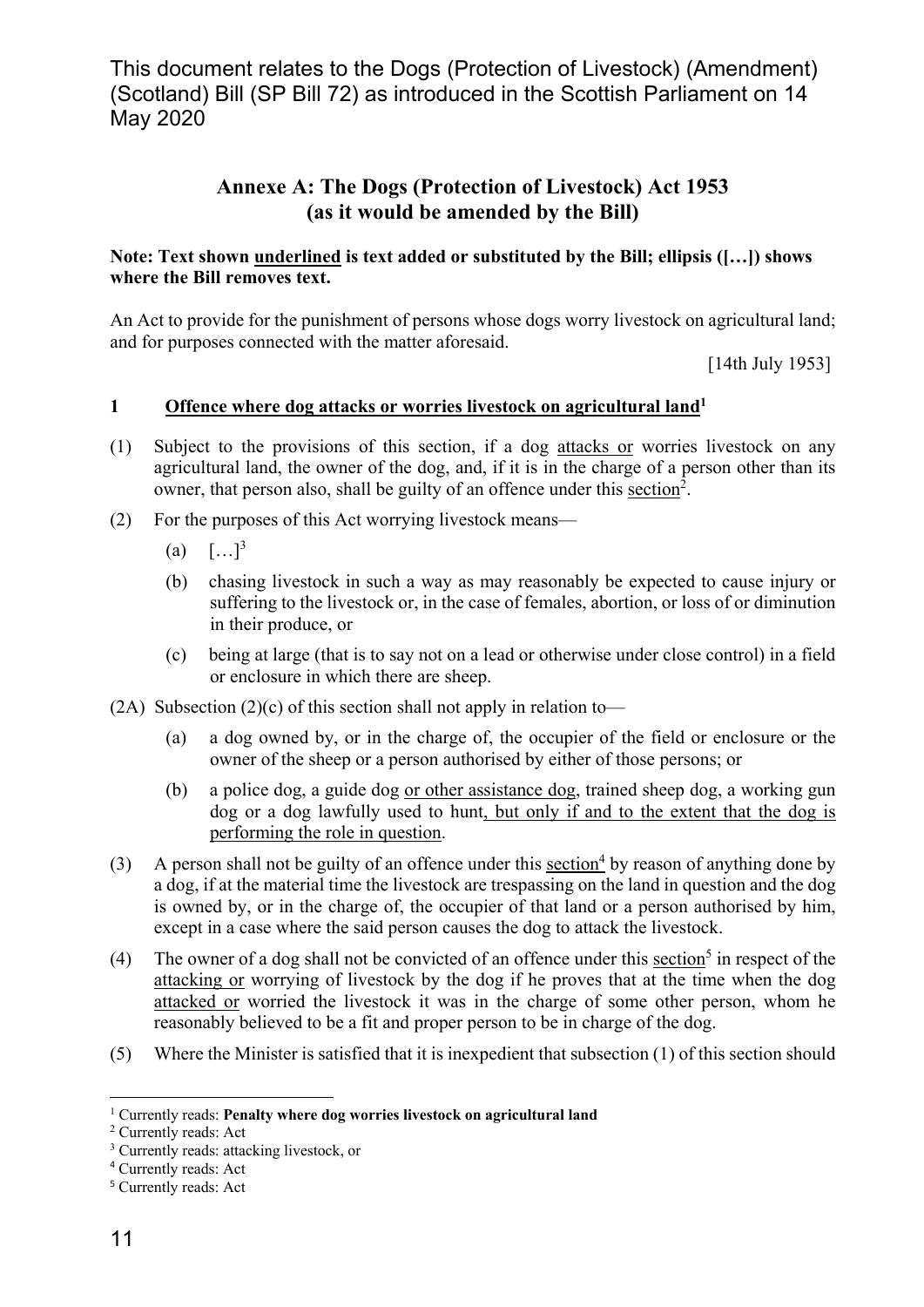This document relates to the Dogs (Protection of Livestock) (Amendment) (Scotland) Bill (SP Bill 72) as introduced in the Scottish Parliament on 14 May 2020

## Annexe A: The Dogs (Protection of Livestock) Act 1953 (as it would be amended by the Bill)

**Note: Text shown <u>underlined</u> is text added or substituted by the Bill; ellipsis ([…]) shows where the Bill removes text.**

An Act to provide for the punishment of persons whose dogs worry livestock on agricultural land; and for purposes connected with the matter aforesaid.

[14th July 1953]

### 1 <u>Offence where dog attacks or worries livestock on agricultural land</u>[1]

(1) Subject to the provisions of this section, if a dog <u>attacks or</u> worries livestock on any agricultural land, the owner of the dog, and, if it is in the charge of a person other than its owner, that person also, shall be guilty of an offence under this <u>section</u>[2].

(2) For the purposes of this Act worrying livestock means—

(a) […][3]

(b) chasing livestock in such a way as may reasonably be expected to cause injury or suffering to the livestock or, in the case of females, abortion, or loss of or diminution in their produce, or

(c) being at large (that is to say not on a lead or otherwise under close control) in a field or enclosure in which there are sheep.

(2A) Subsection (2)(c) of this section shall not apply in relation to—

(a) a dog owned by, or in the charge of, the occupier of the field or enclosure or the owner of the sheep or a person authorised by either of those persons; or

(b) a police dog, a guide dog <u>or other assistance dog</u>, trained sheep dog, a working gun dog or a dog lawfully used to hunt<u>, but only if and to the extent that the dog is performing the role in question</u>.

(3) A person shall not be guilty of an offence under this <u>section</u>[4] by reason of anything done by a dog, if at the material time the livestock are trespassing on the land in question and the dog is owned by, or in the charge of, the occupier of that land or a person authorised by him, except in a case where the said person causes the dog to attack the livestock.

(4) The owner of a dog shall not be convicted of an offence under this <u>section</u>[5] in respect of the <u>attacking or</u> worrying of livestock by the dog if he proves that at the time when the dog <u>attacked or</u> worried the livestock it was in the charge of some other person, whom he reasonably believed to be a fit and proper person to be in charge of the dog.

(5) Where the Minister is satisfied that it is inexpedient that subsection (1) of this section should

---

[1] Currently reads: **Penalty where dog worries livestock on agricultural land**

[2] Currently reads: Act

[3] Currently reads: attacking livestock, or

[4] Currently reads: Act

[5] Currently reads: Act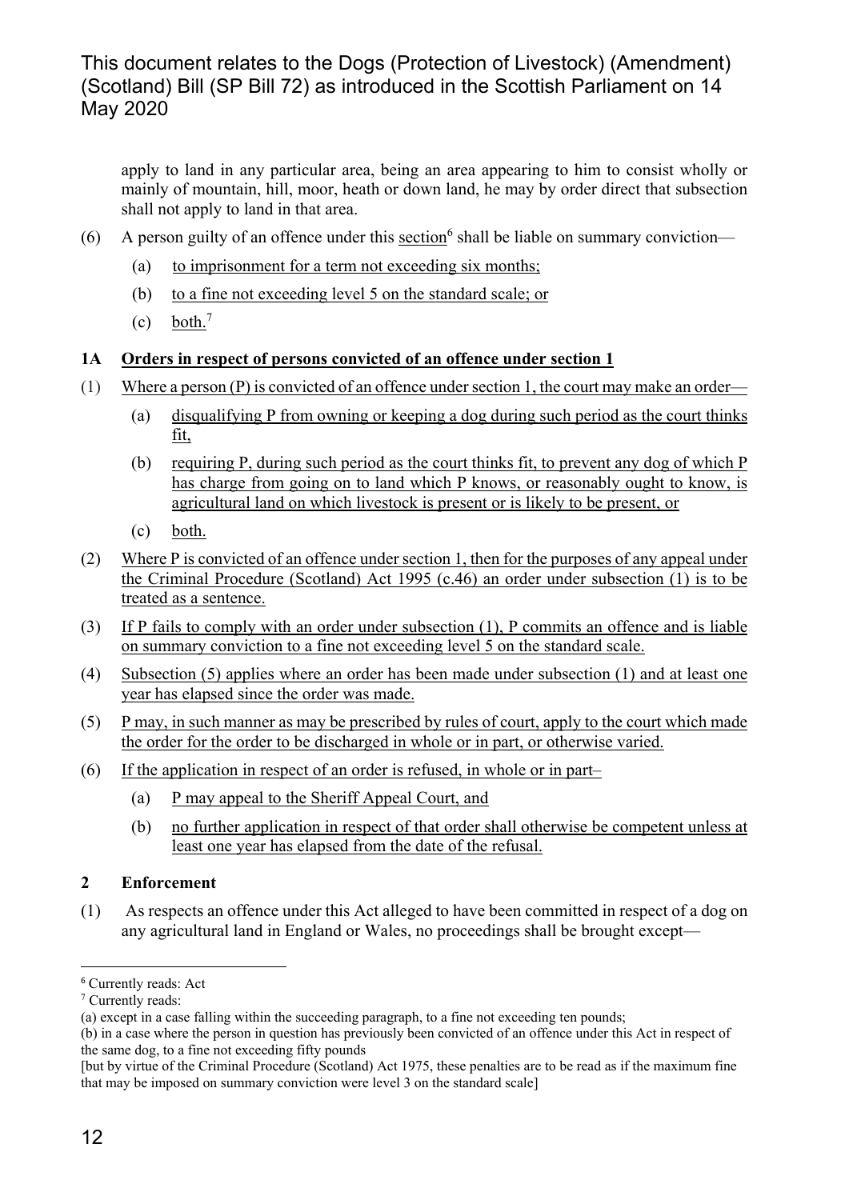apply to land in any particular area, being an area appearing to him to consist wholly or mainly of mountain, hill, moor, heath or down land, he may by order direct that subsection shall not apply to land in that area.

(6) A person guilty of an offence under this section[6] shall be liable on summary conviction—

(a) to imprisonment for a term not exceeding six months;

(b) to a fine not exceeding level 5 on the standard scale; or

(c) both.[7]

**1A Orders in respect of persons convicted of an offence under section 1**

(1) Where a person (P) is convicted of an offence under section 1, the court may make an order—

(a) disqualifying P from owning or keeping a dog during such period as the court thinks fit,

(b) requiring P, during such period as the court thinks fit, to prevent any dog of which P has charge from going on to land which P knows, or reasonably ought to know, is agricultural land on which livestock is present or is likely to be present, or

(c) both.

(2) Where P is convicted of an offence under section 1, then for the purposes of any appeal under the Criminal Procedure (Scotland) Act 1995 (c.46) an order under subsection (1) is to be treated as a sentence.

(3) If P fails to comply with an order under subsection (1), P commits an offence and is liable on summary conviction to a fine not exceeding level 5 on the standard scale.

(4) Subsection (5) applies where an order has been made under subsection (1) and at least one year has elapsed since the order was made.

(5) P may, in such manner as may be prescribed by rules of court, apply to the court which made the order for the order to be discharged in whole or in part, or otherwise varied.

(6) If the application in respect of an order is refused, in whole or in part–

(a) P may appeal to the Sheriff Appeal Court, and

(b) no further application in respect of that order shall otherwise be competent unless at least one year has elapsed from the date of the refusal.

**2 Enforcement**

(1) As respects an offence under this Act alleged to have been committed in respect of a dog on any agricultural land in England or Wales, no proceedings shall be brought except—

---

[6] Currently reads: Act

[7] Currently reads:

(a) except in a case falling within the succeeding paragraph, to a fine not exceeding ten pounds;

(b) in a case where the person in question has previously been convicted of an offence under this Act in respect of the same dog, to a fine not exceeding fifty pounds

[but by virtue of the Criminal Procedure (Scotland) Act 1975, these penalties are to be read as if the maximum fine that may be imposed on summary conviction were level 3 on the standard scale]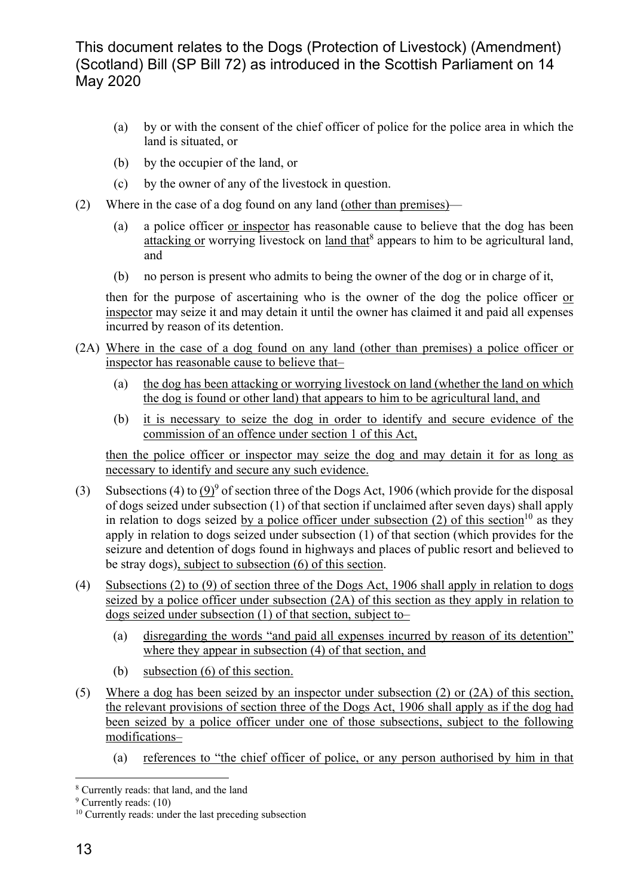(a) by or with the consent of the chief officer of police for the police area in which the land is situated, or

(b) by the occupier of the land, or

(c) by the owner of any of the livestock in question.

(2) Where in the case of a dog found on any land (other than premises)—

(a) a police officer or inspector has reasonable cause to believe that the dog has been attacking or worrying livestock on land that[8] appears to him to be agricultural land, and

(b) no person is present who admits to being the owner of the dog or in charge of it,

then for the purpose of ascertaining who is the owner of the dog the police officer or inspector may seize it and may detain it until the owner has claimed it and paid all expenses incurred by reason of its detention.

(2A) Where in the case of a dog found on any land (other than premises) a police officer or inspector has reasonable cause to believe that–

(a) the dog has been attacking or worrying livestock on land (whether the land on which the dog is found or other land) that appears to him to be agricultural land, and

(b) it is necessary to seize the dog in order to identify and secure evidence of the commission of an offence under section 1 of this Act,

then the police officer or inspector may seize the dog and may detain it for as long as necessary to identify and secure any such evidence.

(3) Subsections (4) to (9)[9] of section three of the Dogs Act, 1906 (which provide for the disposal of dogs seized under subsection (1) of that section if unclaimed after seven days) shall apply in relation to dogs seized by a police officer under subsection (2) of this section[10] as they apply in relation to dogs seized under subsection (1) of that section (which provides for the seizure and detention of dogs found in highways and places of public resort and believed to be stray dogs), subject to subsection (6) of this section.

(4) Subsections (2) to (9) of section three of the Dogs Act, 1906 shall apply in relation to dogs seized by a police officer under subsection (2A) of this section as they apply in relation to dogs seized under subsection (1) of that section, subject to–

(a) disregarding the words "and paid all expenses incurred by reason of its detention" where they appear in subsection (4) of that section, and

(b) subsection (6) of this section.

(5) Where a dog has been seized by an inspector under subsection (2) or (2A) of this section, the relevant provisions of section three of the Dogs Act, 1906 shall apply as if the dog had been seized by a police officer under one of those subsections, subject to the following modifications–

(a) references to "the chief officer of police, or any person authorised by him in that

---

[8] Currently reads: that land, and the land

[9] Currently reads: (10)

[10] Currently reads: under the last preceding subsection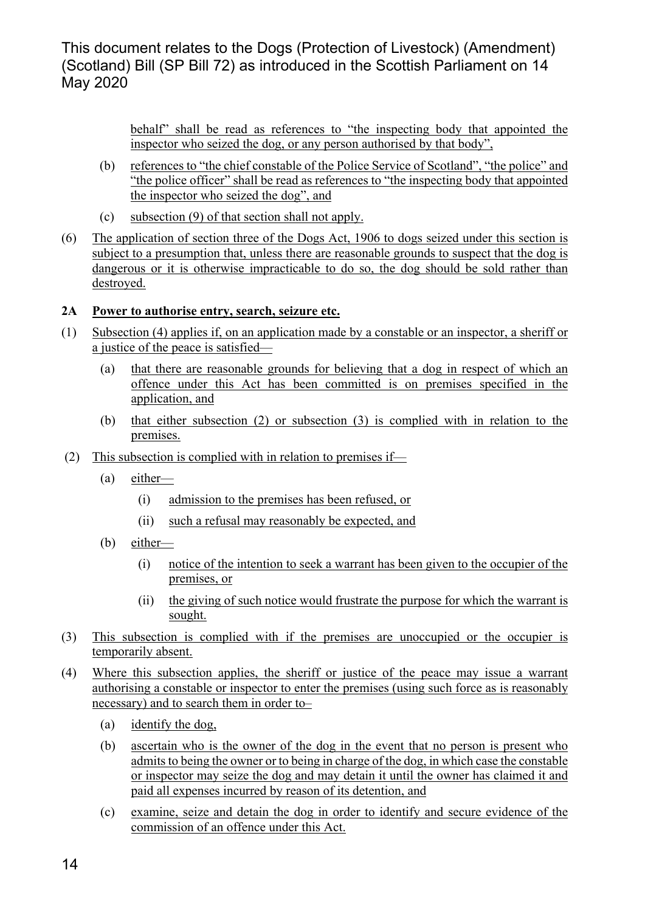behalf" shall be read as references to "the inspecting body that appointed the inspector who seized the dog, or any person authorised by that body",

(b) references to "the chief constable of the Police Service of Scotland", "the police" and "the police officer" shall be read as references to "the inspecting body that appointed the inspector who seized the dog", and

(c) subsection (9) of that section shall not apply.

(6) The application of section three of the Dogs Act, 1906 to dogs seized under this section is subject to a presumption that, unless there are reasonable grounds to suspect that the dog is dangerous or it is otherwise impracticable to do so, the dog should be sold rather than destroyed.

**2A Power to authorise entry, search, seizure etc.**

(1) Subsection (4) applies if, on an application made by a constable or an inspector, a sheriff or a justice of the peace is satisfied—

(a) that there are reasonable grounds for believing that a dog in respect of which an offence under this Act has been committed is on premises specified in the application, and

(b) that either subsection (2) or subsection (3) is complied with in relation to the premises.

(2) This subsection is complied with in relation to premises if—

(a) either—

(i) admission to the premises has been refused, or

(ii) such a refusal may reasonably be expected, and

(b) either—

(i) notice of the intention to seek a warrant has been given to the occupier of the premises, or

(ii) the giving of such notice would frustrate the purpose for which the warrant is sought.

(3) This subsection is complied with if the premises are unoccupied or the occupier is temporarily absent.

(4) Where this subsection applies, the sheriff or justice of the peace may issue a warrant authorising a constable or inspector to enter the premises (using such force as is reasonably necessary) and to search them in order to–

(a) identify the dog,

(b) ascertain who is the owner of the dog in the event that no person is present who admits to being the owner or to being in charge of the dog, in which case the constable or inspector may seize the dog and may detain it until the owner has claimed it and paid all expenses incurred by reason of its detention, and

(c) examine, seize and detain the dog in order to identify and secure evidence of the commission of an offence under this Act.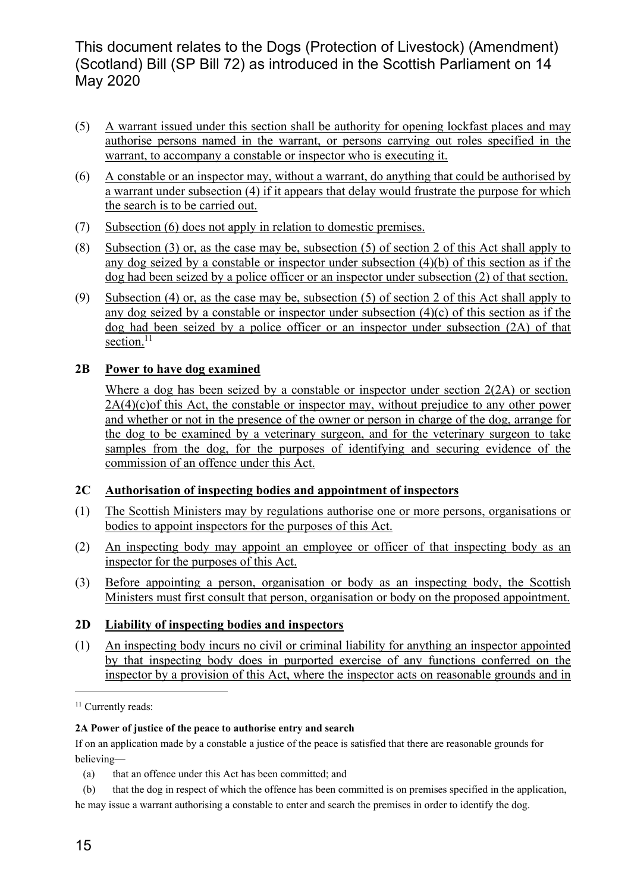(5) A warrant issued under this section shall be authority for opening lockfast places and may authorise persons named in the warrant, or persons carrying out roles specified in the warrant, to accompany a constable or inspector who is executing it.

(6) A constable or an inspector may, without a warrant, do anything that could be authorised by a warrant under subsection (4) if it appears that delay would frustrate the purpose for which the search is to be carried out.

(7) Subsection (6) does not apply in relation to domestic premises.

(8) Subsection (3) or, as the case may be, subsection (5) of section 2 of this Act shall apply to any dog seized by a constable or inspector under subsection (4)(b) of this section as if the dog had been seized by a police officer or an inspector under subsection (2) of that section.

(9) Subsection (4) or, as the case may be, subsection (5) of section 2 of this Act shall apply to any dog seized by a constable or inspector under subsection (4)(c) of this section as if the dog had been seized by a police officer or an inspector under subsection (2A) of that section.[11]

**2B Power to have dog examined**

Where a dog has been seized by a constable or inspector under section 2(2A) or section 2A(4)(c)of this Act, the constable or inspector may, without prejudice to any other power and whether or not in the presence of the owner or person in charge of the dog, arrange for the dog to be examined by a veterinary surgeon, and for the veterinary surgeon to take samples from the dog, for the purposes of identifying and securing evidence of the commission of an offence under this Act.

**2C Authorisation of inspecting bodies and appointment of inspectors**

(1) The Scottish Ministers may by regulations authorise one or more persons, organisations or bodies to appoint inspectors for the purposes of this Act.

(2) An inspecting body may appoint an employee or officer of that inspecting body as an inspector for the purposes of this Act.

(3) Before appointing a person, organisation or body as an inspecting body, the Scottish Ministers must first consult that person, organisation or body on the proposed appointment.

**2D Liability of inspecting bodies and inspectors**

(1) An inspecting body incurs no civil or criminal liability for anything an inspector appointed by that inspecting body does in purported exercise of any functions conferred on the inspector by a provision of this Act, where the inspector acts on reasonable grounds and in

---

[11] Currently reads:

**2A Power of justice of the peace to authorise entry and search**

If on an application made by a constable a justice of the peace is satisfied that there are reasonable grounds for believing—

(a) that an offence under this Act has been committed; and

(b) that the dog in respect of which the offence has been committed is on premises specified in the application,

he may issue a warrant authorising a constable to enter and search the premises in order to identify the dog.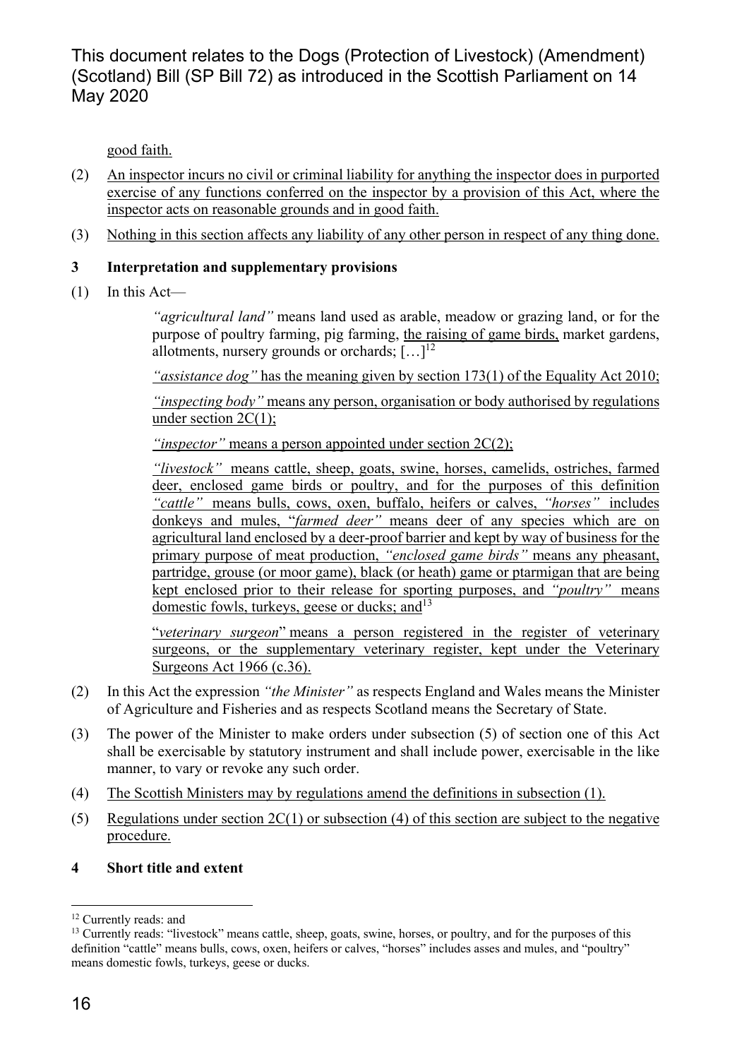good faith.

(2) An inspector incurs no civil or criminal liability for anything the inspector does in purported exercise of any functions conferred on the inspector by a provision of this Act, where the inspector acts on reasonable grounds and in good faith.

(3) Nothing in this section affects any liability of any other person in respect of any thing done.

**3 Interpretation and supplementary provisions**

(1) In this Act—

*"agricultural land"* means land used as arable, meadow or grazing land, or for the purpose of poultry farming, pig farming, the raising of game birds, market gardens, allotments, nursery grounds or orchards; […][12]

*"assistance dog"* has the meaning given by section 173(1) of the Equality Act 2010;

*"inspecting body"* means any person, organisation or body authorised by regulations under section 2C(1);

*"inspector"* means a person appointed under section 2C(2);

*"livestock"* means cattle, sheep, goats, swine, horses, camelids, ostriches, farmed deer, enclosed game birds or poultry, and for the purposes of this definition *"cattle"* means bulls, cows, oxen, buffalo, heifers or calves, *"horses"* includes donkeys and mules, "*farmed deer"* means deer of any species which are on agricultural land enclosed by a deer-proof barrier and kept by way of business for the primary purpose of meat production, *"enclosed game birds"* means any pheasant, partridge, grouse (or moor game), black (or heath) game or ptarmigan that are being kept enclosed prior to their release for sporting purposes, and *"poultry"* means domestic fowls, turkeys, geese or ducks; and[13]

"*veterinary surgeon*" means a person registered in the register of veterinary surgeons, or the supplementary veterinary register, kept under the Veterinary Surgeons Act 1966 (c.36).

(2) In this Act the expression *"the Minister"* as respects England and Wales means the Minister of Agriculture and Fisheries and as respects Scotland means the Secretary of State.

(3) The power of the Minister to make orders under subsection (5) of section one of this Act shall be exercisable by statutory instrument and shall include power, exercisable in the like manner, to vary or revoke any such order.

(4) The Scottish Ministers may by regulations amend the definitions in subsection (1).

(5) Regulations under section 2C(1) or subsection (4) of this section are subject to the negative procedure.

**4 Short title and extent**

---

[12] Currently reads: and

[13] Currently reads: "livestock" means cattle, sheep, goats, swine, horses, or poultry, and for the purposes of this definition "cattle" means bulls, cows, oxen, heifers or calves, "horses" includes asses and mules, and "poultry" means domestic fowls, turkeys, geese or ducks.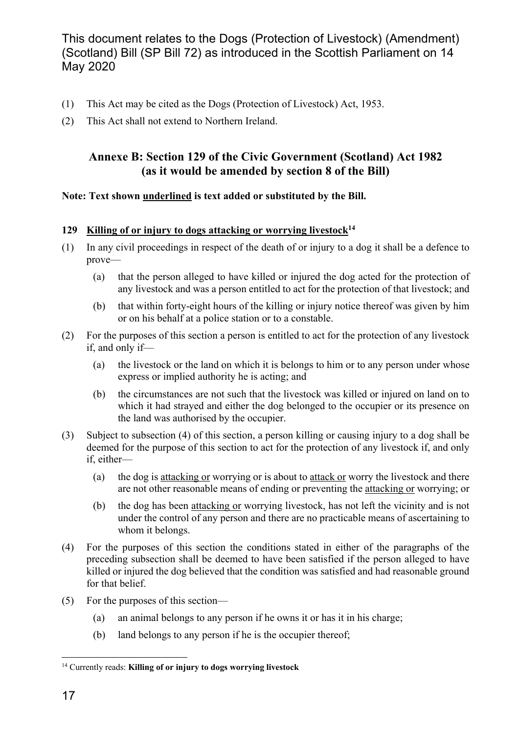(1) This Act may be cited as the Dogs (Protection of Livestock) Act, 1953.

(2) This Act shall not extend to Northern Ireland.

## Annexe B: Section 129 of the Civic Government (Scotland) Act 1982 (as it would be amended by section 8 of the Bill)

**Note: Text shown <u>underlined</u> is text added or substituted by the Bill.**

**129 <u>Killing of or injury to dogs attacking or worrying livestock</u>[14]**

(1) In any civil proceedings in respect of the death of or injury to a dog it shall be a defence to prove—

(a) that the person alleged to have killed or injured the dog acted for the protection of any livestock and was a person entitled to act for the protection of that livestock; and

(b) that within forty-eight hours of the killing or injury notice thereof was given by him or on his behalf at a police station or to a constable.

(2) For the purposes of this section a person is entitled to act for the protection of any livestock if, and only if—

(a) the livestock or the land on which it is belongs to him or to any person under whose express or implied authority he is acting; and

(b) the circumstances are not such that the livestock was killed or injured on land on to which it had strayed and either the dog belonged to the occupier or its presence on the land was authorised by the occupier.

(3) Subject to subsection (4) of this section, a person killing or causing injury to a dog shall be deemed for the purpose of this section to act for the protection of any livestock if, and only if, either—

(a) the dog is <u>attacking or</u> worrying or is about to <u>attack or</u> worry the livestock and there are not other reasonable means of ending or preventing the <u>attacking or</u> worrying; or

(b) the dog has been <u>attacking or</u> worrying livestock, has not left the vicinity and is not under the control of any person and there are no practicable means of ascertaining to whom it belongs.

(4) For the purposes of this section the conditions stated in either of the paragraphs of the preceding subsection shall be deemed to have been satisfied if the person alleged to have killed or injured the dog believed that the condition was satisfied and had reasonable ground for that belief.

(5) For the purposes of this section—

(a) an animal belongs to any person if he owns it or has it in his charge;

(b) land belongs to any person if he is the occupier thereof;

---

[14] Currently reads: **Killing of or injury to dogs worrying livestock**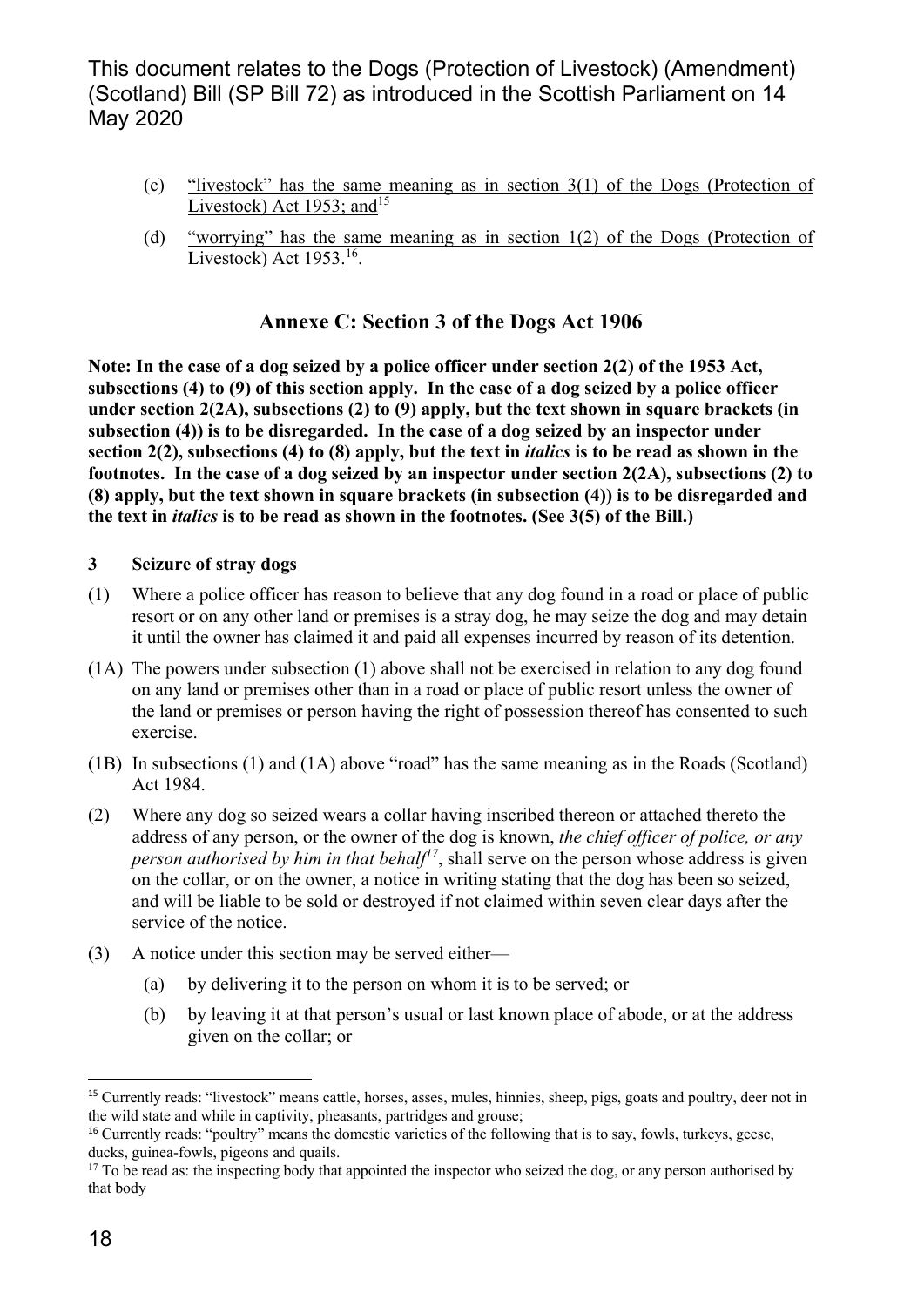(c) "livestock" has the same meaning as in section 3(1) of the Dogs (Protection of Livestock) Act 1953; and[15]

(d) "worrying" has the same meaning as in section 1(2) of the Dogs (Protection of Livestock) Act 1953.[16].

## Annexe C: Section 3 of the Dogs Act 1906

**Note: In the case of a dog seized by a police officer under section 2(2) of the 1953 Act, subsections (4) to (9) of this section apply. In the case of a dog seized by a police officer under section 2(2A), subsections (2) to (9) apply, but the text shown in square brackets (in subsection (4)) is to be disregarded. In the case of a dog seized by an inspector under section 2(2), subsections (4) to (8) apply, but the text in *italics* is to be read as shown in the footnotes. In the case of a dog seized by an inspector under section 2(2A), subsections (2) to (8) apply, but the text shown in square brackets (in subsection (4)) is to be disregarded and the text in *italics* is to be read as shown in the footnotes. (See 3(5) of the Bill.)**

**3 Seizure of stray dogs**

(1) Where a police officer has reason to believe that any dog found in a road or place of public resort or on any other land or premises is a stray dog, he may seize the dog and may detain it until the owner has claimed it and paid all expenses incurred by reason of its detention.

(1A) The powers under subsection (1) above shall not be exercised in relation to any dog found on any land or premises other than in a road or place of public resort unless the owner of the land or premises or person having the right of possession thereof has consented to such exercise.

(1B) In subsections (1) and (1A) above "road" has the same meaning as in the Roads (Scotland) Act 1984.

(2) Where any dog so seized wears a collar having inscribed thereon or attached thereto the address of any person, or the owner of the dog is known, *the chief officer of police, or any person authorised by him in that behalf*[17], shall serve on the person whose address is given on the collar, or on the owner, a notice in writing stating that the dog has been so seized, and will be liable to be sold or destroyed if not claimed within seven clear days after the service of the notice.

(3) A notice under this section may be served either—

(a) by delivering it to the person on whom it is to be served; or

(b) by leaving it at that person's usual or last known place of abode, or at the address given on the collar; or

---

[15] Currently reads: "livestock" means cattle, horses, asses, mules, hinnies, sheep, pigs, goats and poultry, deer not in the wild state and while in captivity, pheasants, partridges and grouse;

[16] Currently reads: "poultry" means the domestic varieties of the following that is to say, fowls, turkeys, geese, ducks, guinea-fowls, pigeons and quails.

[17] To be read as: the inspecting body that appointed the inspector who seized the dog, or any person authorised by that body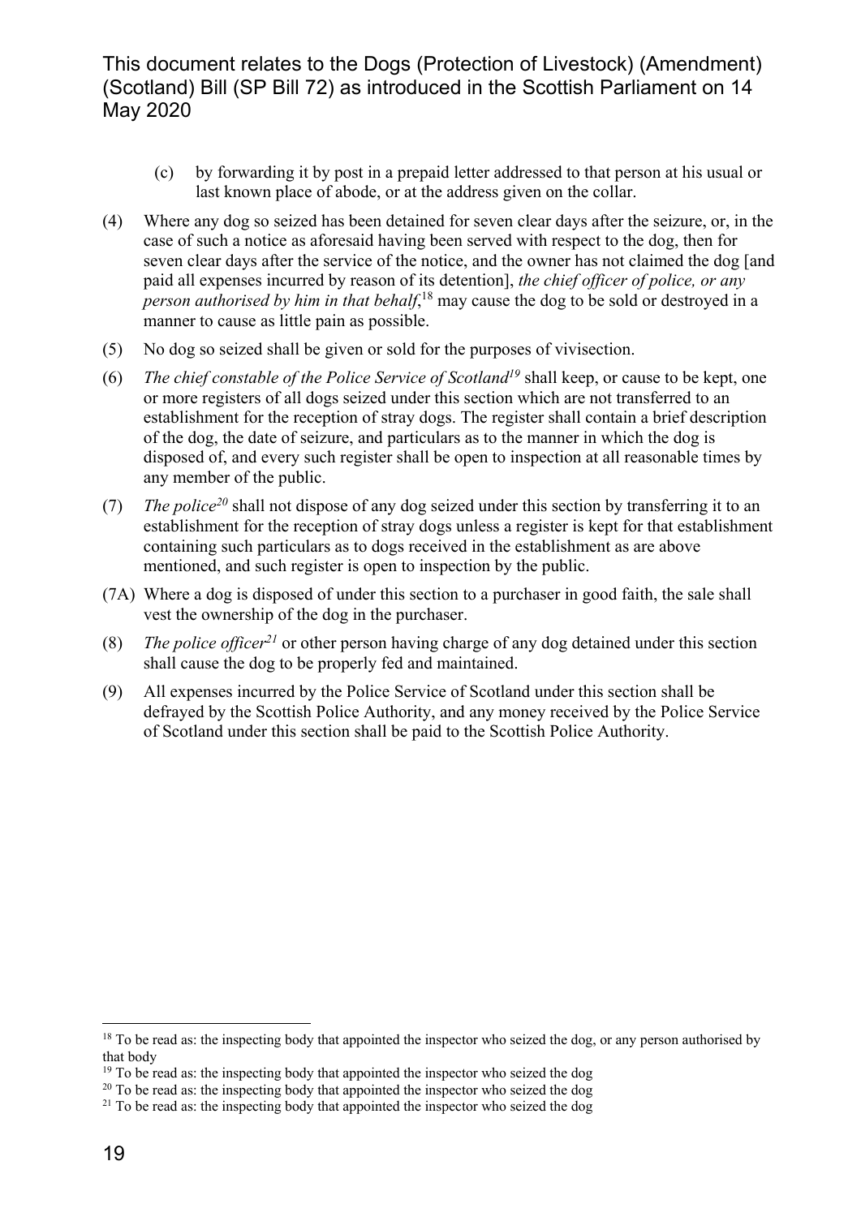(c) by forwarding it by post in a prepaid letter addressed to that person at his usual or last known place of abode, or at the address given on the collar.

(4) Where any dog so seized has been detained for seven clear days after the seizure, or, in the case of such a notice as aforesaid having been served with respect to the dog, then for seven clear days after the service of the notice, and the owner has not claimed the dog [and paid all expenses incurred by reason of its detention], *the chief officer of police, or any person authorised by him in that behalf*,[18] may cause the dog to be sold or destroyed in a manner to cause as little pain as possible.

(5) No dog so seized shall be given or sold for the purposes of vivisection.

(6) *The chief constable of the Police Service of Scotland*[19] shall keep, or cause to be kept, one or more registers of all dogs seized under this section which are not transferred to an establishment for the reception of stray dogs. The register shall contain a brief description of the dog, the date of seizure, and particulars as to the manner in which the dog is disposed of, and every such register shall be open to inspection at all reasonable times by any member of the public.

(7) *The police*[20] shall not dispose of any dog seized under this section by transferring it to an establishment for the reception of stray dogs unless a register is kept for that establishment containing such particulars as to dogs received in the establishment as are above mentioned, and such register is open to inspection by the public.

(7A) Where a dog is disposed of under this section to a purchaser in good faith, the sale shall vest the ownership of the dog in the purchaser.

(8) *The police officer*[21] or other person having charge of any dog detained under this section shall cause the dog to be properly fed and maintained.

(9) All expenses incurred by the Police Service of Scotland under this section shall be defrayed by the Scottish Police Authority, and any money received by the Police Service of Scotland under this section shall be paid to the Scottish Police Authority.

---

[18] To be read as: the inspecting body that appointed the inspector who seized the dog, or any person authorised by that body

[19] To be read as: the inspecting body that appointed the inspector who seized the dog

[20] To be read as: the inspecting body that appointed the inspector who seized the dog

[21] To be read as: the inspecting body that appointed the inspector who seized the dog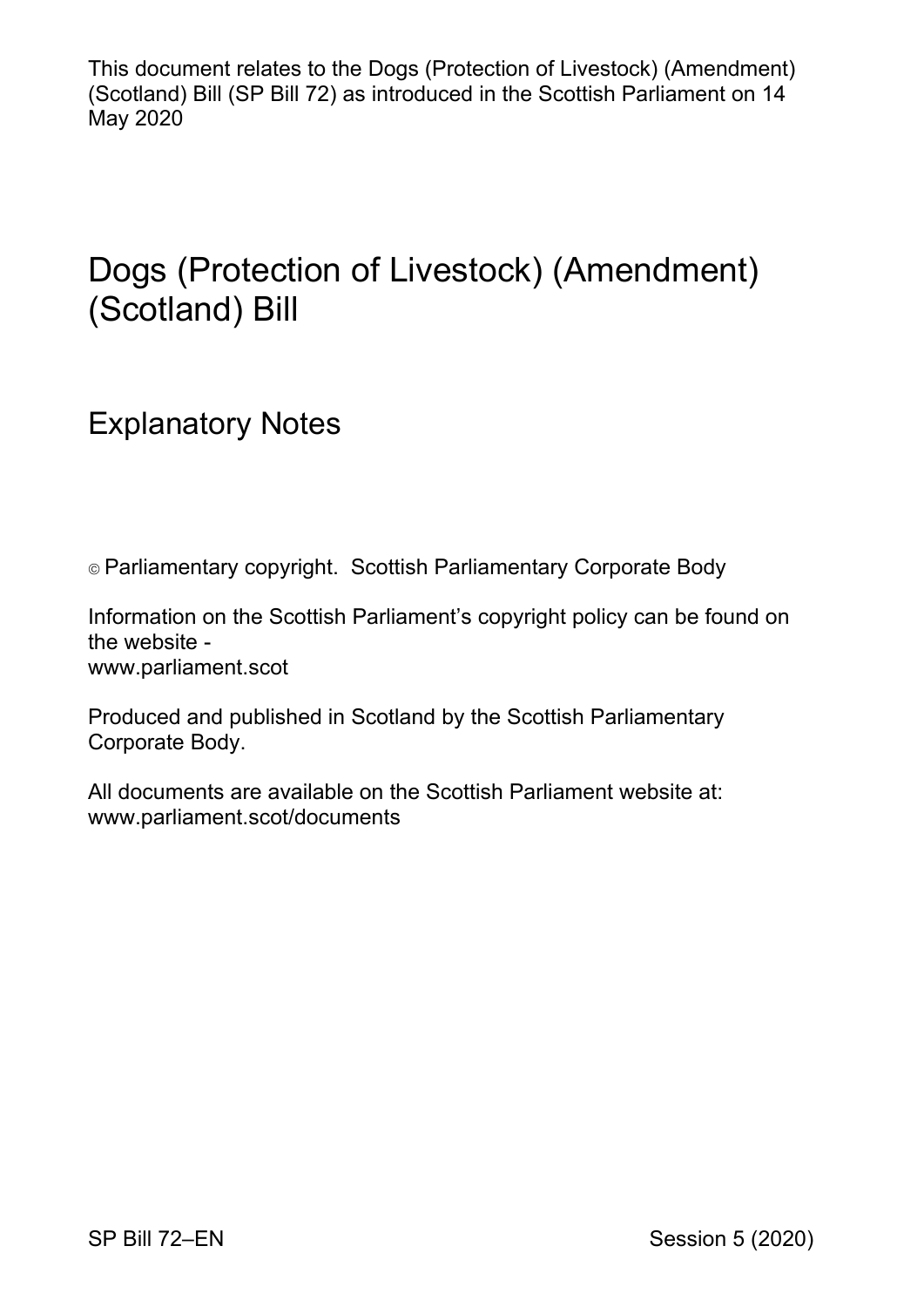This document relates to the Dogs (Protection of Livestock) (Amendment) (Scotland) Bill (SP Bill 72) as introduced in the Scottish Parliament on 14 May 2020

# Dogs (Protection of Livestock) (Amendment) (Scotland) Bill

## Explanatory Notes

© Parliamentary copyright. Scottish Parliamentary Corporate Body

Information on the Scottish Parliament's copyright policy can be found on the website -
www.parliament.scot

Produced and published in Scotland by the Scottish Parliamentary Corporate Body.

All documents are available on the Scottish Parliament website at:
www.parliament.scot/documents

SP Bill 72–EN Session 5 (2020)